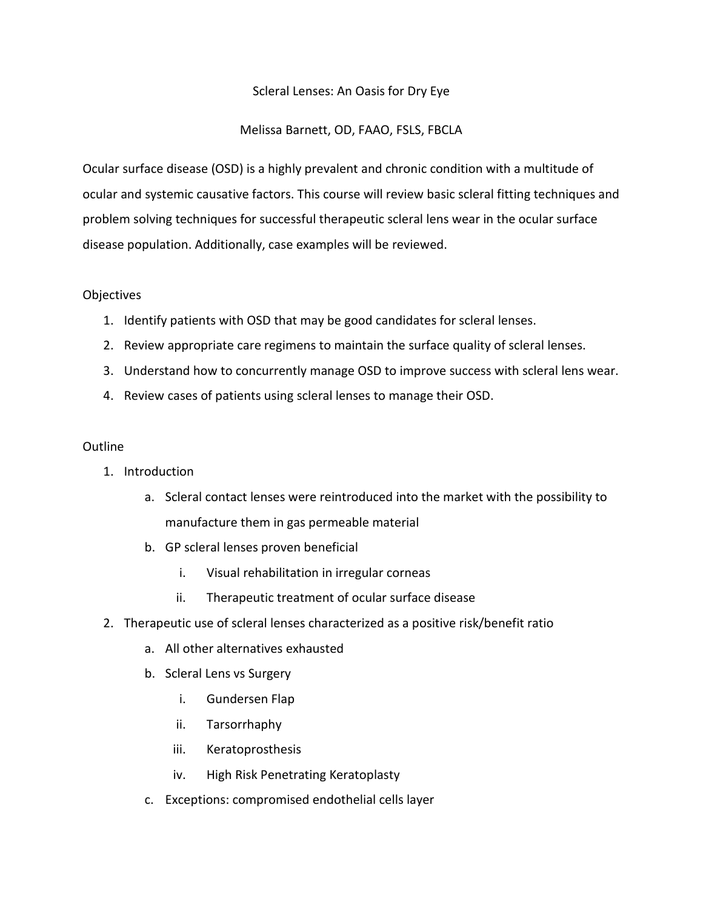# Scleral Lenses: An Oasis for Dry Eye

Melissa Barnett, OD, FAAO, FSLS, FBCLA

Ocular surface disease (OSD) is a highly prevalent and chronic condition with a multitude of ocular and systemic causative factors. This course will review basic scleral fitting techniques and problem solving techniques for successful therapeutic scleral lens wear in the ocular surface disease population. Additionally, case examples will be reviewed.

## Objectives

1. Identify patients with OSD that may be good candidates for scleral lenses.
2. Review appropriate care regimens to maintain the surface quality of scleral lenses.
3. Understand how to concurrently manage OSD to improve success with scleral lens wear.
4. Review cases of patients using scleral lenses to manage their OSD.

## Outline

1. Introduction
   a. Scleral contact lenses were reintroduced into the market with the possibility to manufacture them in gas permeable material
   b. GP scleral lenses proven beneficial
      i. Visual rehabilitation in irregular corneas
      ii. Therapeutic treatment of ocular surface disease
2. Therapeutic use of scleral lenses characterized as a positive risk/benefit ratio
   a. All other alternatives exhausted
   b. Scleral Lens vs Surgery
      i. Gundersen Flap
      ii. Tarsorrhaphy
      iii. Keratoprosthesis
      iv. High Risk Penetrating Keratoplasty
   c. Exceptions: compromised endothelial cells layer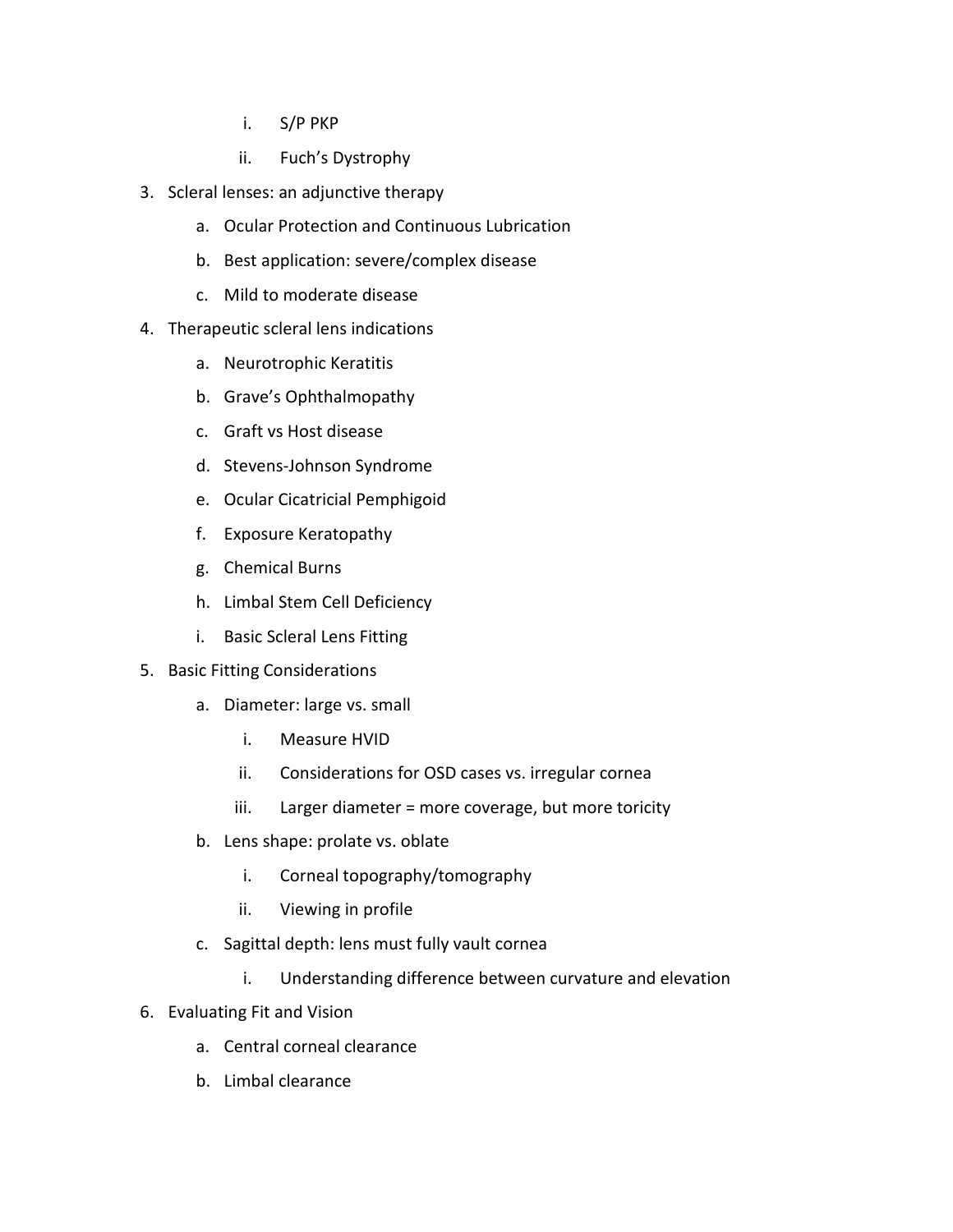i. S/P PKP
      ii. Fuch's Dystrophy

3. Scleral lenses: an adjunctive therapy
   a. Ocular Protection and Continuous Lubrication
   b. Best application: severe/complex disease
   c. Mild to moderate disease
4. Therapeutic scleral lens indications
   a. Neurotrophic Keratitis
   b. Grave's Ophthalmopathy
   c. Graft vs Host disease
   d. Stevens-Johnson Syndrome
   e. Ocular Cicatricial Pemphigoid
   f. Exposure Keratopathy
   g. Chemical Burns
   h. Limbal Stem Cell Deficiency
   i. Basic Scleral Lens Fitting
5. Basic Fitting Considerations
   a. Diameter: large vs. small
      i. Measure HVID
      ii. Considerations for OSD cases vs. irregular cornea
      iii. Larger diameter = more coverage, but more toricity
   b. Lens shape: prolate vs. oblate
      i. Corneal topography/tomography
      ii. Viewing in profile
   c. Sagittal depth: lens must fully vault cornea
      i. Understanding difference between curvature and elevation
6. Evaluating Fit and Vision
   a. Central corneal clearance
   b. Limbal clearance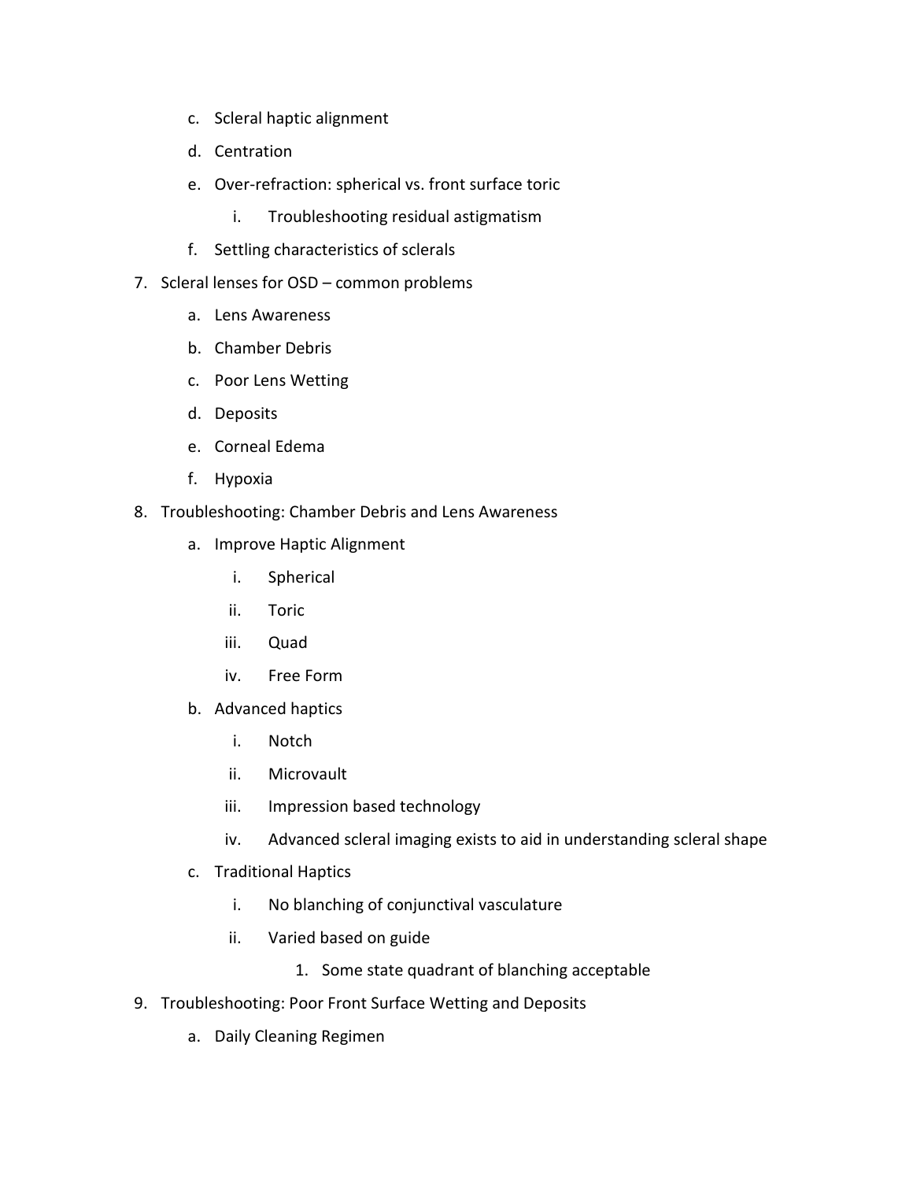c. Scleral haptic alignment

   d. Centration

   e. Over-refraction: spherical vs. front surface toric

      i. Troubleshooting residual astigmatism

   f. Settling characteristics of sclerals

7. Scleral lenses for OSD – common problems

   a. Lens Awareness

   b. Chamber Debris

   c. Poor Lens Wetting

   d. Deposits

   e. Corneal Edema

   f. Hypoxia

8. Troubleshooting: Chamber Debris and Lens Awareness

   a. Improve Haptic Alignment

      i. Spherical

      ii. Toric

      iii. Quad

      iv. Free Form

   b. Advanced haptics

      i. Notch

      ii. Microvault

      iii. Impression based technology

      iv. Advanced scleral imaging exists to aid in understanding scleral shape

   c. Traditional Haptics

      i. No blanching of conjunctival vasculature

      ii. Varied based on guide

         1. Some state quadrant of blanching acceptable

9. Troubleshooting: Poor Front Surface Wetting and Deposits

   a. Daily Cleaning Regimen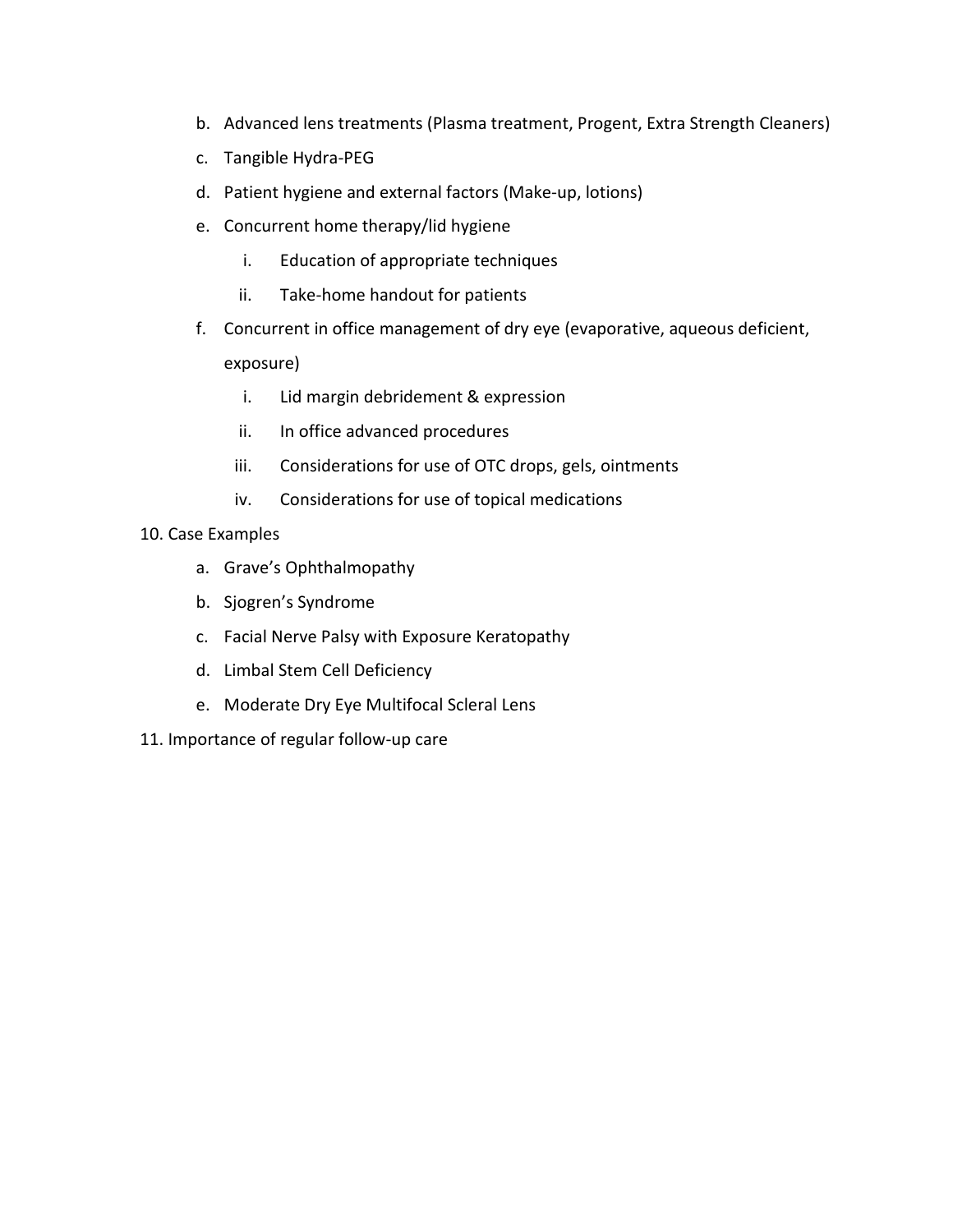b. Advanced lens treatments (Plasma treatment, Progent, Extra Strength Cleaners)
   c. Tangible Hydra-PEG
   d. Patient hygiene and external factors (Make-up, lotions)
   e. Concurrent home therapy/lid hygiene
      i. Education of appropriate techniques
      ii. Take-home handout for patients
   f. Concurrent in office management of dry eye (evaporative, aqueous deficient, exposure)
      i. Lid margin debridement & expression
      ii. In office advanced procedures
      iii. Considerations for use of OTC drops, gels, ointments
      iv. Considerations for use of topical medications

10. Case Examples
    a. Grave's Ophthalmopathy
    b. Sjogren's Syndrome
    c. Facial Nerve Palsy with Exposure Keratopathy
    d. Limbal Stem Cell Deficiency
    e. Moderate Dry Eye Multifocal Scleral Lens

11. Importance of regular follow-up care